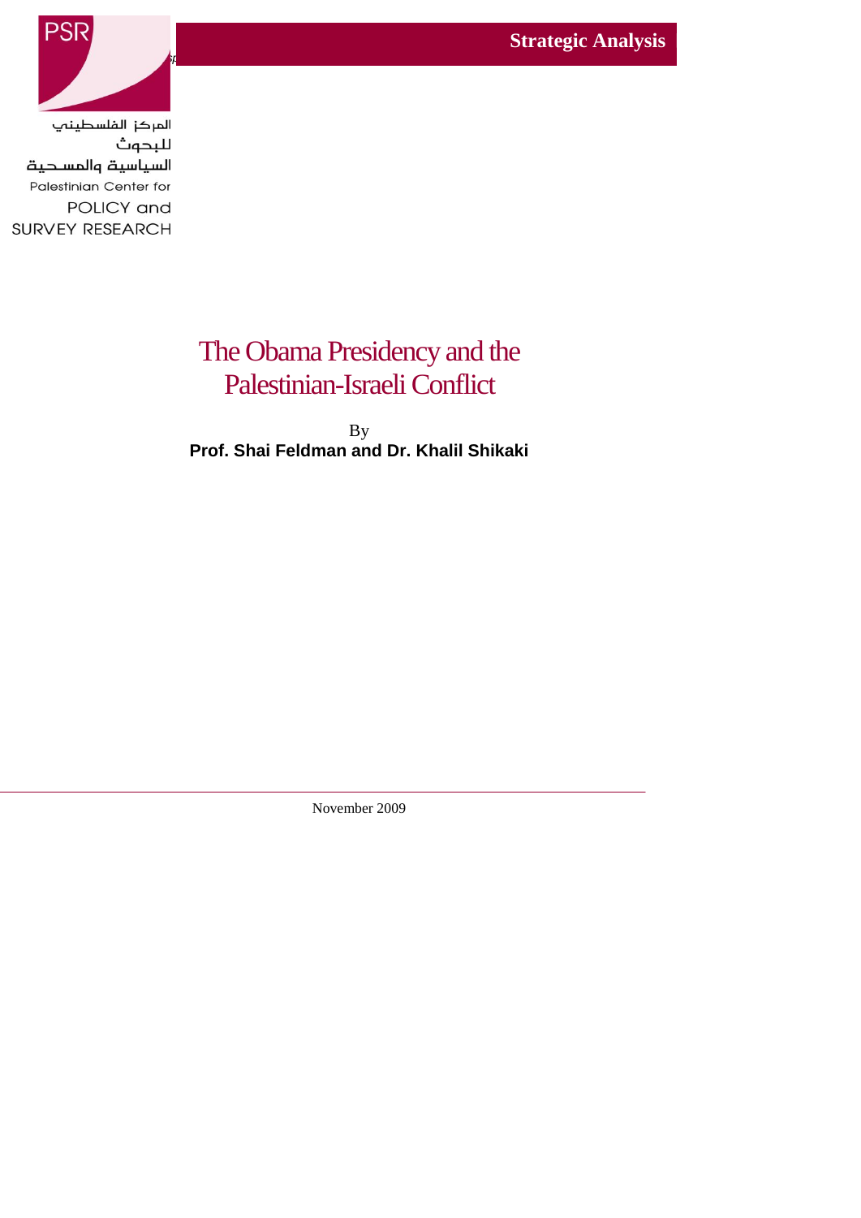المركز الفلسطيني للبحوث السياسية والمسحية

Palestinian Center for POLICY and SURVEY RESEARCH

**Strategic Analysis**

# The Obama Presidency and the Palestinian-Israeli Conflict

By

**Prof. Shai Feldman and Dr. Khalil Shikaki**

---

November 2009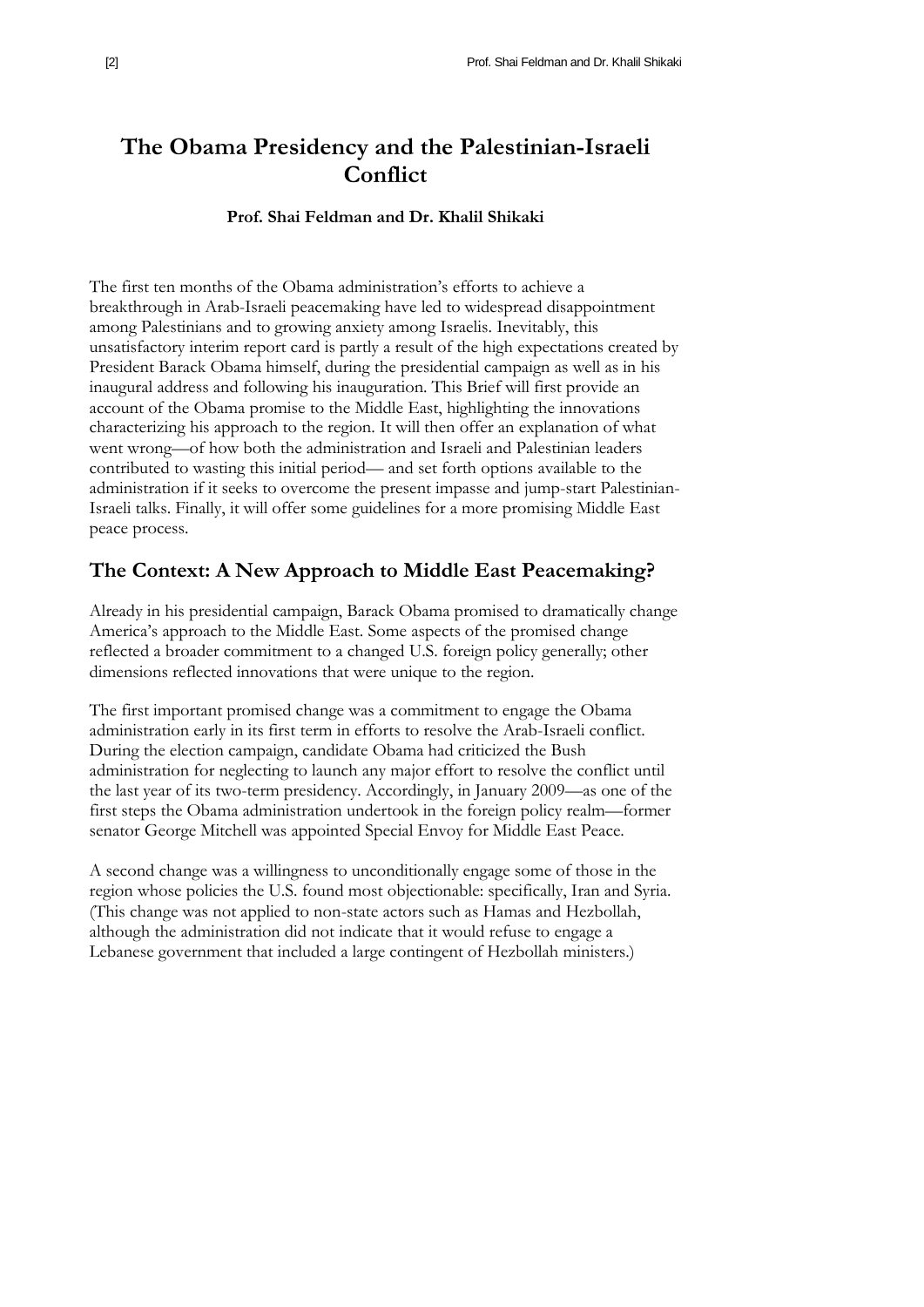# The Obama Presidency and the Palestinian-Israeli Conflict

**Prof. Shai Feldman and Dr. Khalil Shikaki**

The first ten months of the Obama administration's efforts to achieve a breakthrough in Arab-Israeli peacemaking have led to widespread disappointment among Palestinians and to growing anxiety among Israelis. Inevitably, this unsatisfactory interim report card is partly a result of the high expectations created by President Barack Obama himself, during the presidential campaign as well as in his inaugural address and following his inauguration. This Brief will first provide an account of the Obama promise to the Middle East, highlighting the innovations characterizing his approach to the region. It will then offer an explanation of what went wrong—of how both the administration and Israeli and Palestinian leaders contributed to wasting this initial period— and set forth options available to the administration if it seeks to overcome the present impasse and jump-start Palestinian-Israeli talks. Finally, it will offer some guidelines for a more promising Middle East peace process.

## The Context: A New Approach to Middle East Peacemaking?

Already in his presidential campaign, Barack Obama promised to dramatically change America's approach to the Middle East. Some aspects of the promised change reflected a broader commitment to a changed U.S. foreign policy generally; other dimensions reflected innovations that were unique to the region.

The first important promised change was a commitment to engage the Obama administration early in its first term in efforts to resolve the Arab-Israeli conflict. During the election campaign, candidate Obama had criticized the Bush administration for neglecting to launch any major effort to resolve the conflict until the last year of its two-term presidency. Accordingly, in January 2009—as one of the first steps the Obama administration undertook in the foreign policy realm—former senator George Mitchell was appointed Special Envoy for Middle East Peace.

A second change was a willingness to unconditionally engage some of those in the region whose policies the U.S. found most objectionable: specifically, Iran and Syria. (This change was not applied to non-state actors such as Hamas and Hezbollah, although the administration did not indicate that it would refuse to engage a Lebanese government that included a large contingent of Hezbollah ministers.)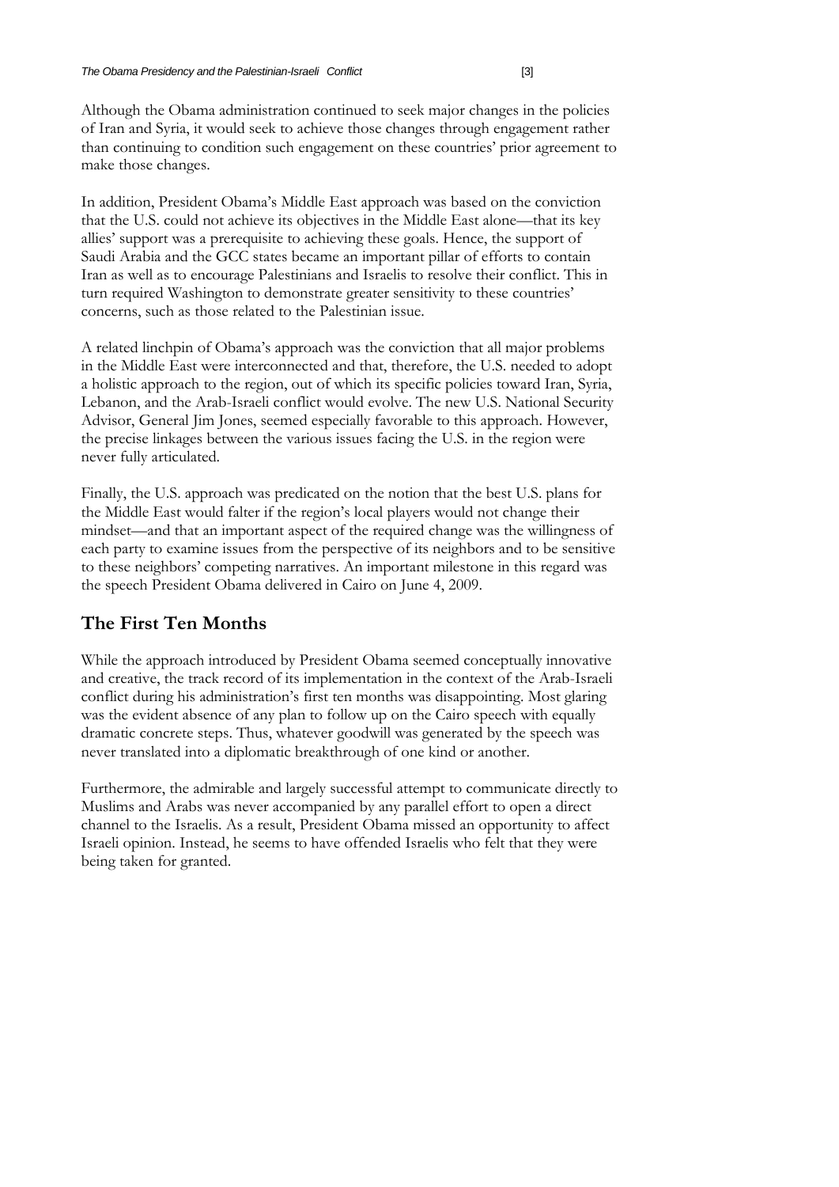Although the Obama administration continued to seek major changes in the policies of Iran and Syria, it would seek to achieve those changes through engagement rather than continuing to condition such engagement on these countries' prior agreement to make those changes.

In addition, President Obama's Middle East approach was based on the conviction that the U.S. could not achieve its objectives in the Middle East alone—that its key allies' support was a prerequisite to achieving these goals. Hence, the support of Saudi Arabia and the GCC states became an important pillar of efforts to contain Iran as well as to encourage Palestinians and Israelis to resolve their conflict. This in turn required Washington to demonstrate greater sensitivity to these countries' concerns, such as those related to the Palestinian issue.

A related linchpin of Obama's approach was the conviction that all major problems in the Middle East were interconnected and that, therefore, the U.S. needed to adopt a holistic approach to the region, out of which its specific policies toward Iran, Syria, Lebanon, and the Arab-Israeli conflict would evolve. The new U.S. National Security Advisor, General Jim Jones, seemed especially favorable to this approach. However, the precise linkages between the various issues facing the U.S. in the region were never fully articulated.

Finally, the U.S. approach was predicated on the notion that the best U.S. plans for the Middle East would falter if the region's local players would not change their mindset—and that an important aspect of the required change was the willingness of each party to examine issues from the perspective of its neighbors and to be sensitive to these neighbors' competing narratives. An important milestone in this regard was the speech President Obama delivered in Cairo on June 4, 2009.

## The First Ten Months

While the approach introduced by President Obama seemed conceptually innovative and creative, the track record of its implementation in the context of the Arab-Israeli conflict during his administration's first ten months was disappointing. Most glaring was the evident absence of any plan to follow up on the Cairo speech with equally dramatic concrete steps. Thus, whatever goodwill was generated by the speech was never translated into a diplomatic breakthrough of one kind or another.

Furthermore, the admirable and largely successful attempt to communicate directly to Muslims and Arabs was never accompanied by any parallel effort to open a direct channel to the Israelis. As a result, President Obama missed an opportunity to affect Israeli opinion. Instead, he seems to have offended Israelis who felt that they were being taken for granted.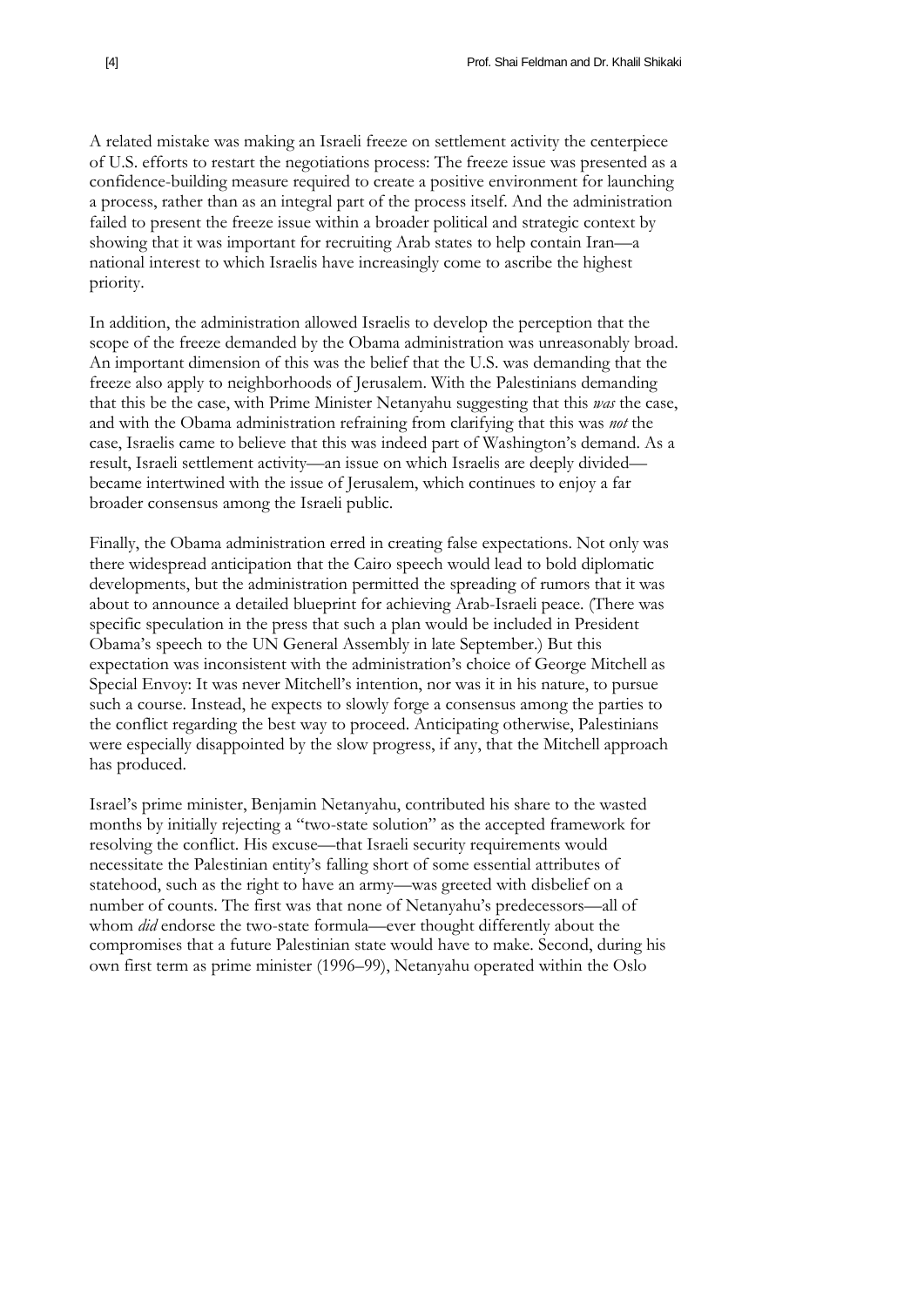A related mistake was making an Israeli freeze on settlement activity the centerpiece of U.S. efforts to restart the negotiations process: The freeze issue was presented as a confidence-building measure required to create a positive environment for launching a process, rather than as an integral part of the process itself. And the administration failed to present the freeze issue within a broader political and strategic context by showing that it was important for recruiting Arab states to help contain Iran—a national interest to which Israelis have increasingly come to ascribe the highest priority.

In addition, the administration allowed Israelis to develop the perception that the scope of the freeze demanded by the Obama administration was unreasonably broad. An important dimension of this was the belief that the U.S. was demanding that the freeze also apply to neighborhoods of Jerusalem. With the Palestinians demanding that this be the case, with Prime Minister Netanyahu suggesting that this *was* the case, and with the Obama administration refraining from clarifying that this was *not* the case, Israelis came to believe that this was indeed part of Washington's demand. As a result, Israeli settlement activity—an issue on which Israelis are deeply divided—became intertwined with the issue of Jerusalem, which continues to enjoy a far broader consensus among the Israeli public.

Finally, the Obama administration erred in creating false expectations. Not only was there widespread anticipation that the Cairo speech would lead to bold diplomatic developments, but the administration permitted the spreading of rumors that it was about to announce a detailed blueprint for achieving Arab-Israeli peace. (There was specific speculation in the press that such a plan would be included in President Obama's speech to the UN General Assembly in late September.) But this expectation was inconsistent with the administration's choice of George Mitchell as Special Envoy: It was never Mitchell's intention, nor was it in his nature, to pursue such a course. Instead, he expects to slowly forge a consensus among the parties to the conflict regarding the best way to proceed. Anticipating otherwise, Palestinians were especially disappointed by the slow progress, if any, that the Mitchell approach has produced.

Israel's prime minister, Benjamin Netanyahu, contributed his share to the wasted months by initially rejecting a "two-state solution" as the accepted framework for resolving the conflict. His excuse—that Israeli security requirements would necessitate the Palestinian entity's falling short of some essential attributes of statehood, such as the right to have an army—was greeted with disbelief on a number of counts. The first was that none of Netanyahu's predecessors—all of whom *did* endorse the two-state formula—ever thought differently about the compromises that a future Palestinian state would have to make. Second, during his own first term as prime minister (1996–99), Netanyahu operated within the Oslo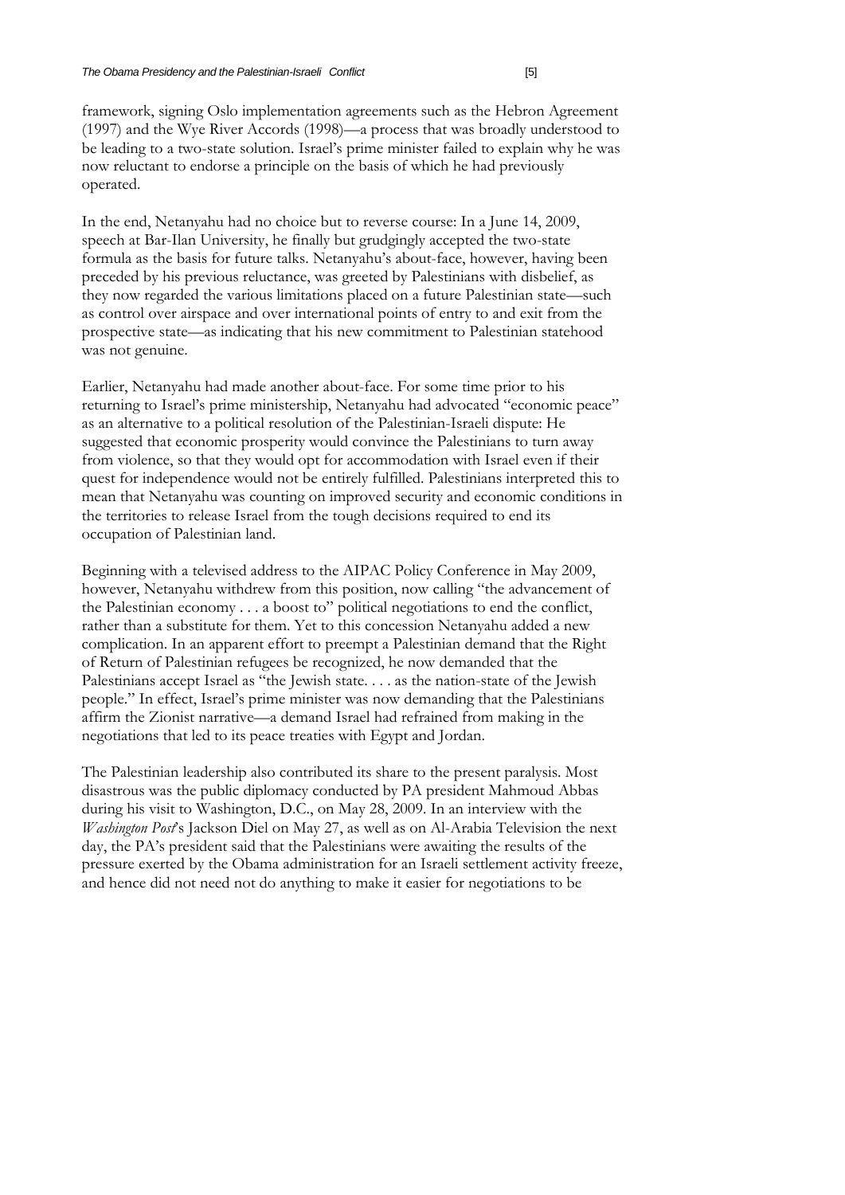framework, signing Oslo implementation agreements such as the Hebron Agreement (1997) and the Wye River Accords (1998)—a process that was broadly understood to be leading to a two-state solution. Israel's prime minister failed to explain why he was now reluctant to endorse a principle on the basis of which he had previously operated.

In the end, Netanyahu had no choice but to reverse course: In a June 14, 2009, speech at Bar-Ilan University, he finally but grudgingly accepted the two-state formula as the basis for future talks. Netanyahu's about-face, however, having been preceded by his previous reluctance, was greeted by Palestinians with disbelief, as they now regarded the various limitations placed on a future Palestinian state—such as control over airspace and over international points of entry to and exit from the prospective state—as indicating that his new commitment to Palestinian statehood was not genuine.

Earlier, Netanyahu had made another about-face. For some time prior to his returning to Israel's prime ministership, Netanyahu had advocated "economic peace" as an alternative to a political resolution of the Palestinian-Israeli dispute: He suggested that economic prosperity would convince the Palestinians to turn away from violence, so that they would opt for accommodation with Israel even if their quest for independence would not be entirely fulfilled. Palestinians interpreted this to mean that Netanyahu was counting on improved security and economic conditions in the territories to release Israel from the tough decisions required to end its occupation of Palestinian land.

Beginning with a televised address to the AIPAC Policy Conference in May 2009, however, Netanyahu withdrew from this position, now calling "the advancement of the Palestinian economy . . . a boost to" political negotiations to end the conflict, rather than a substitute for them. Yet to this concession Netanyahu added a new complication. In an apparent effort to preempt a Palestinian demand that the Right of Return of Palestinian refugees be recognized, he now demanded that the Palestinians accept Israel as "the Jewish state. . . . as the nation-state of the Jewish people." In effect, Israel's prime minister was now demanding that the Palestinians affirm the Zionist narrative—a demand Israel had refrained from making in the negotiations that led to its peace treaties with Egypt and Jordan.

The Palestinian leadership also contributed its share to the present paralysis. Most disastrous was the public diplomacy conducted by PA president Mahmoud Abbas during his visit to Washington, D.C., on May 28, 2009. In an interview with the *Washington Post*'s Jackson Diel on May 27, as well as on Al-Arabia Television the next day, the PA's president said that the Palestinians were awaiting the results of the pressure exerted by the Obama administration for an Israeli settlement activity freeze, and hence did not need not do anything to make it easier for negotiations to be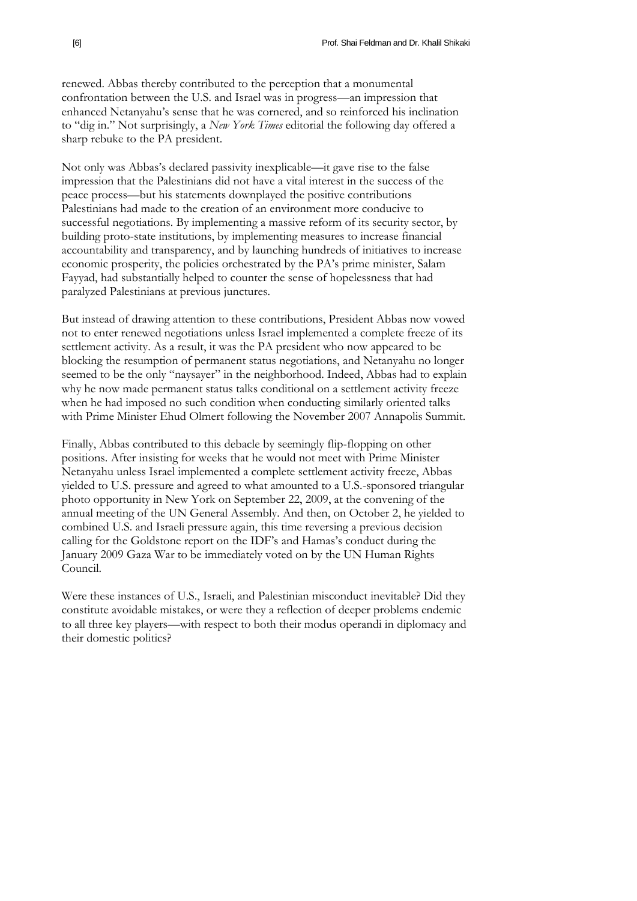renewed. Abbas thereby contributed to the perception that a monumental confrontation between the U.S. and Israel was in progress—an impression that enhanced Netanyahu's sense that he was cornered, and so reinforced his inclination to "dig in." Not surprisingly, a *New York Times* editorial the following day offered a sharp rebuke to the PA president.

Not only was Abbas's declared passivity inexplicable—it gave rise to the false impression that the Palestinians did not have a vital interest in the success of the peace process—but his statements downplayed the positive contributions Palestinians had made to the creation of an environment more conducive to successful negotiations. By implementing a massive reform of its security sector, by building proto-state institutions, by implementing measures to increase financial accountability and transparency, and by launching hundreds of initiatives to increase economic prosperity, the policies orchestrated by the PA's prime minister, Salam Fayyad, had substantially helped to counter the sense of hopelessness that had paralyzed Palestinians at previous junctures.

But instead of drawing attention to these contributions, President Abbas now vowed not to enter renewed negotiations unless Israel implemented a complete freeze of its settlement activity. As a result, it was the PA president who now appeared to be blocking the resumption of permanent status negotiations, and Netanyahu no longer seemed to be the only "naysayer" in the neighborhood. Indeed, Abbas had to explain why he now made permanent status talks conditional on a settlement activity freeze when he had imposed no such condition when conducting similarly oriented talks with Prime Minister Ehud Olmert following the November 2007 Annapolis Summit.

Finally, Abbas contributed to this debacle by seemingly flip-flopping on other positions. After insisting for weeks that he would not meet with Prime Minister Netanyahu unless Israel implemented a complete settlement activity freeze, Abbas yielded to U.S. pressure and agreed to what amounted to a U.S.-sponsored triangular photo opportunity in New York on September 22, 2009, at the convening of the annual meeting of the UN General Assembly. And then, on October 2, he yielded to combined U.S. and Israeli pressure again, this time reversing a previous decision calling for the Goldstone report on the IDF's and Hamas's conduct during the January 2009 Gaza War to be immediately voted on by the UN Human Rights Council.

Were these instances of U.S., Israeli, and Palestinian misconduct inevitable? Did they constitute avoidable mistakes, or were they a reflection of deeper problems endemic to all three key players—with respect to both their modus operandi in diplomacy and their domestic politics?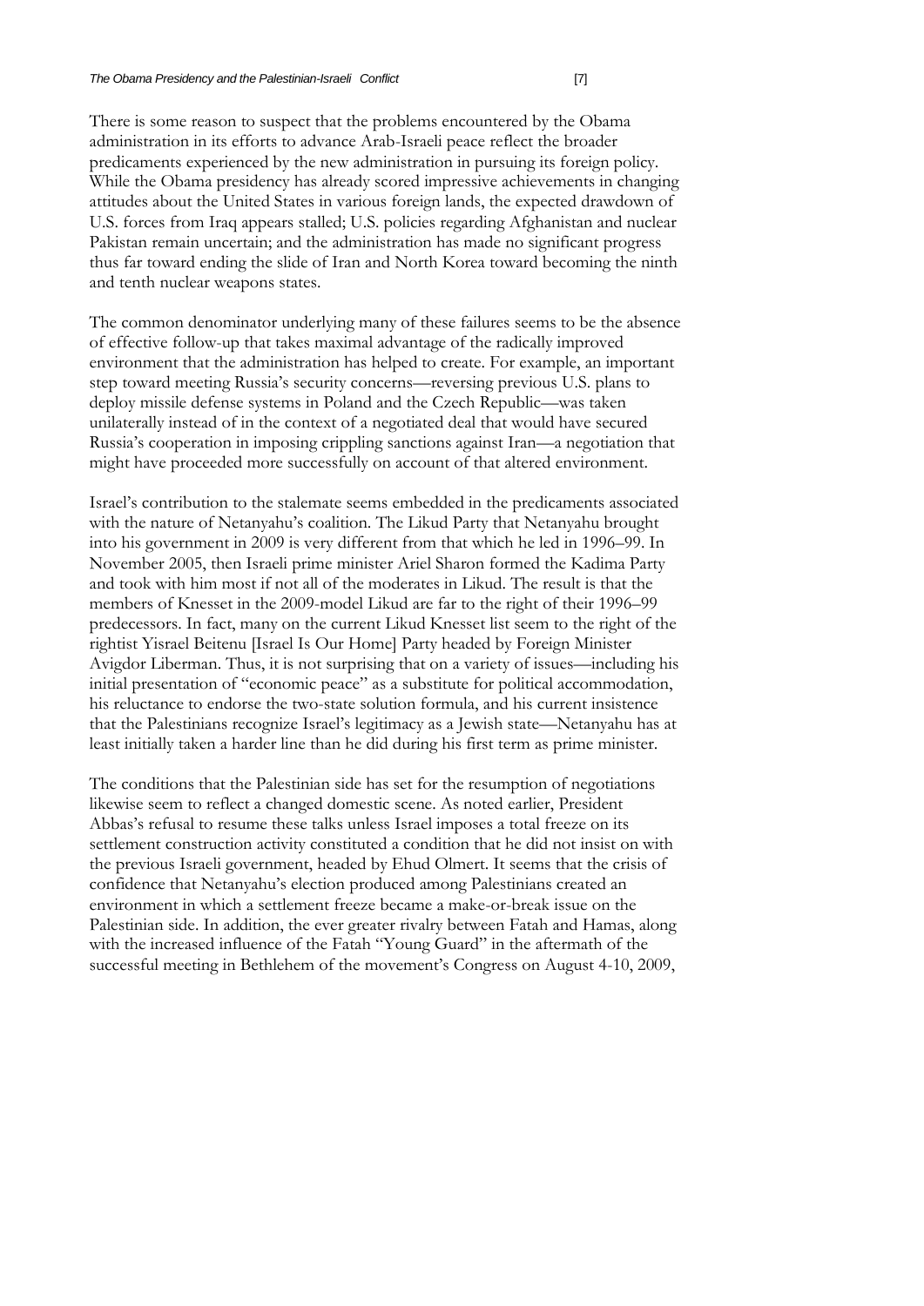There is some reason to suspect that the problems encountered by the Obama administration in its efforts to advance Arab-Israeli peace reflect the broader predicaments experienced by the new administration in pursuing its foreign policy. While the Obama presidency has already scored impressive achievements in changing attitudes about the United States in various foreign lands, the expected drawdown of U.S. forces from Iraq appears stalled; U.S. policies regarding Afghanistan and nuclear Pakistan remain uncertain; and the administration has made no significant progress thus far toward ending the slide of Iran and North Korea toward becoming the ninth and tenth nuclear weapons states.

The common denominator underlying many of these failures seems to be the absence of effective follow-up that takes maximal advantage of the radically improved environment that the administration has helped to create. For example, an important step toward meeting Russia's security concerns—reversing previous U.S. plans to deploy missile defense systems in Poland and the Czech Republic—was taken unilaterally instead of in the context of a negotiated deal that would have secured Russia's cooperation in imposing crippling sanctions against Iran—a negotiation that might have proceeded more successfully on account of that altered environment.

Israel's contribution to the stalemate seems embedded in the predicaments associated with the nature of Netanyahu's coalition. The Likud Party that Netanyahu brought into his government in 2009 is very different from that which he led in 1996–99. In November 2005, then Israeli prime minister Ariel Sharon formed the Kadima Party and took with him most if not all of the moderates in Likud. The result is that the members of Knesset in the 2009-model Likud are far to the right of their 1996–99 predecessors. In fact, many on the current Likud Knesset list seem to the right of the rightist Yisrael Beitenu [Israel Is Our Home] Party headed by Foreign Minister Avigdor Liberman. Thus, it is not surprising that on a variety of issues—including his initial presentation of "economic peace" as a substitute for political accommodation, his reluctance to endorse the two-state solution formula, and his current insistence that the Palestinians recognize Israel's legitimacy as a Jewish state—Netanyahu has at least initially taken a harder line than he did during his first term as prime minister.

The conditions that the Palestinian side has set for the resumption of negotiations likewise seem to reflect a changed domestic scene. As noted earlier, President Abbas's refusal to resume these talks unless Israel imposes a total freeze on its settlement construction activity constituted a condition that he did not insist on with the previous Israeli government, headed by Ehud Olmert. It seems that the crisis of confidence that Netanyahu's election produced among Palestinians created an environment in which a settlement freeze became a make-or-break issue on the Palestinian side. In addition, the ever greater rivalry between Fatah and Hamas, along with the increased influence of the Fatah "Young Guard" in the aftermath of the successful meeting in Bethlehem of the movement's Congress on August 4-10, 2009,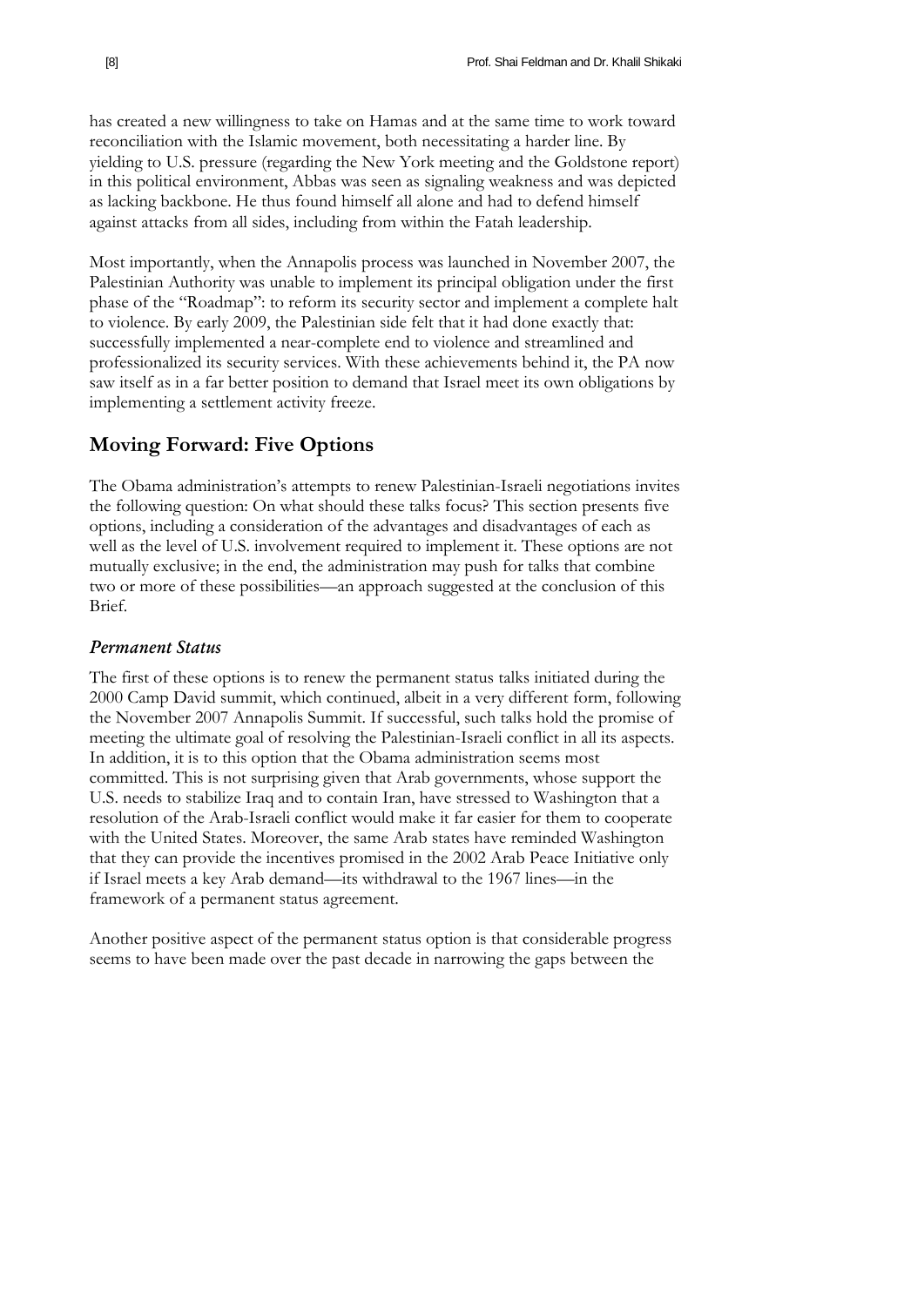has created a new willingness to take on Hamas and at the same time to work toward reconciliation with the Islamic movement, both necessitating a harder line. By yielding to U.S. pressure (regarding the New York meeting and the Goldstone report) in this political environment, Abbas was seen as signaling weakness and was depicted as lacking backbone. He thus found himself all alone and had to defend himself against attacks from all sides, including from within the Fatah leadership.

Most importantly, when the Annapolis process was launched in November 2007, the Palestinian Authority was unable to implement its principal obligation under the first phase of the "Roadmap": to reform its security sector and implement a complete halt to violence. By early 2009, the Palestinian side felt that it had done exactly that: successfully implemented a near-complete end to violence and streamlined and professionalized its security services. With these achievements behind it, the PA now saw itself as in a far better position to demand that Israel meet its own obligations by implementing a settlement activity freeze.

## Moving Forward: Five Options

The Obama administration's attempts to renew Palestinian-Israeli negotiations invites the following question: On what should these talks focus? This section presents five options, including a consideration of the advantages and disadvantages of each as well as the level of U.S. involvement required to implement it. These options are not mutually exclusive; in the end, the administration may push for talks that combine two or more of these possibilities—an approach suggested at the conclusion of this Brief.

### *Permanent Status*

The first of these options is to renew the permanent status talks initiated during the 2000 Camp David summit, which continued, albeit in a very different form, following the November 2007 Annapolis Summit. If successful, such talks hold the promise of meeting the ultimate goal of resolving the Palestinian-Israeli conflict in all its aspects. In addition, it is to this option that the Obama administration seems most committed. This is not surprising given that Arab governments, whose support the U.S. needs to stabilize Iraq and to contain Iran, have stressed to Washington that a resolution of the Arab-Israeli conflict would make it far easier for them to cooperate with the United States. Moreover, the same Arab states have reminded Washington that they can provide the incentives promised in the 2002 Arab Peace Initiative only if Israel meets a key Arab demand—its withdrawal to the 1967 lines—in the framework of a permanent status agreement.

Another positive aspect of the permanent status option is that considerable progress seems to have been made over the past decade in narrowing the gaps between the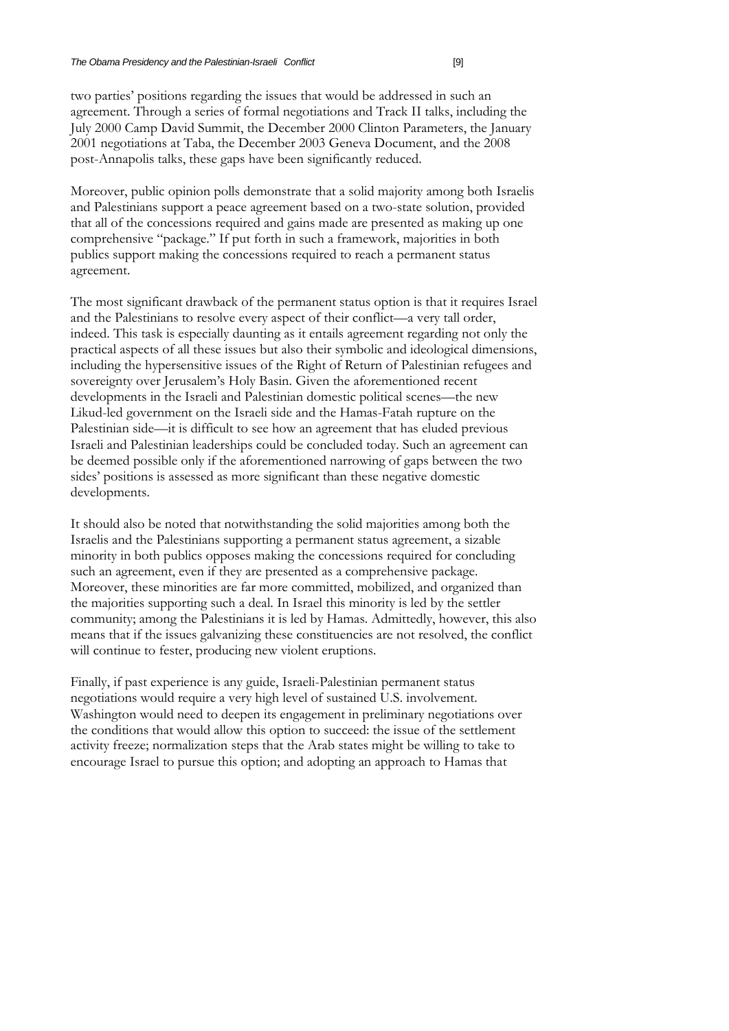two parties' positions regarding the issues that would be addressed in such an agreement. Through a series of formal negotiations and Track II talks, including the July 2000 Camp David Summit, the December 2000 Clinton Parameters, the January 2001 negotiations at Taba, the December 2003 Geneva Document, and the 2008 post-Annapolis talks, these gaps have been significantly reduced.

Moreover, public opinion polls demonstrate that a solid majority among both Israelis and Palestinians support a peace agreement based on a two-state solution, provided that all of the concessions required and gains made are presented as making up one comprehensive "package." If put forth in such a framework, majorities in both publics support making the concessions required to reach a permanent status agreement.

The most significant drawback of the permanent status option is that it requires Israel and the Palestinians to resolve every aspect of their conflict—a very tall order, indeed. This task is especially daunting as it entails agreement regarding not only the practical aspects of all these issues but also their symbolic and ideological dimensions, including the hypersensitive issues of the Right of Return of Palestinian refugees and sovereignty over Jerusalem's Holy Basin. Given the aforementioned recent developments in the Israeli and Palestinian domestic political scenes—the new Likud-led government on the Israeli side and the Hamas-Fatah rupture on the Palestinian side—it is difficult to see how an agreement that has eluded previous Israeli and Palestinian leaderships could be concluded today. Such an agreement can be deemed possible only if the aforementioned narrowing of gaps between the two sides' positions is assessed as more significant than these negative domestic developments.

It should also be noted that notwithstanding the solid majorities among both the Israelis and the Palestinians supporting a permanent status agreement, a sizable minority in both publics opposes making the concessions required for concluding such an agreement, even if they are presented as a comprehensive package. Moreover, these minorities are far more committed, mobilized, and organized than the majorities supporting such a deal. In Israel this minority is led by the settler community; among the Palestinians it is led by Hamas. Admittedly, however, this also means that if the issues galvanizing these constituencies are not resolved, the conflict will continue to fester, producing new violent eruptions.

Finally, if past experience is any guide, Israeli-Palestinian permanent status negotiations would require a very high level of sustained U.S. involvement. Washington would need to deepen its engagement in preliminary negotiations over the conditions that would allow this option to succeed: the issue of the settlement activity freeze; normalization steps that the Arab states might be willing to take to encourage Israel to pursue this option; and adopting an approach to Hamas that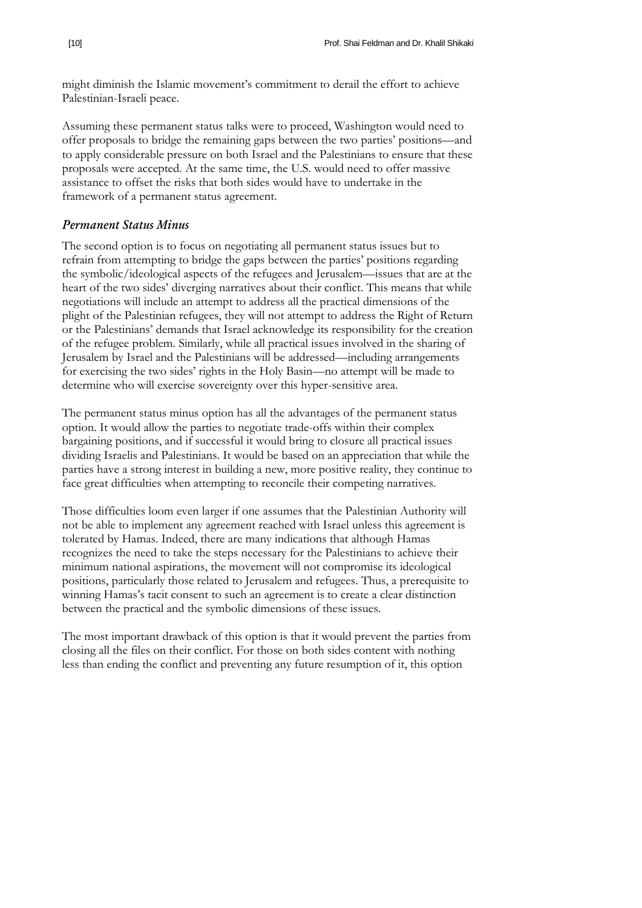might diminish the Islamic movement's commitment to derail the effort to achieve Palestinian-Israeli peace.

Assuming these permanent status talks were to proceed, Washington would need to offer proposals to bridge the remaining gaps between the two parties' positions—and to apply considerable pressure on both Israel and the Palestinians to ensure that these proposals were accepted. At the same time, the U.S. would need to offer massive assistance to offset the risks that both sides would have to undertake in the framework of a permanent status agreement.

### *Permanent Status Minus*

The second option is to focus on negotiating all permanent status issues but to refrain from attempting to bridge the gaps between the parties' positions regarding the symbolic/ideological aspects of the refugees and Jerusalem—issues that are at the heart of the two sides' diverging narratives about their conflict. This means that while negotiations will include an attempt to address all the practical dimensions of the plight of the Palestinian refugees, they will not attempt to address the Right of Return or the Palestinians' demands that Israel acknowledge its responsibility for the creation of the refugee problem. Similarly, while all practical issues involved in the sharing of Jerusalem by Israel and the Palestinians will be addressed—including arrangements for exercising the two sides' rights in the Holy Basin—no attempt will be made to determine who will exercise sovereignty over this hyper-sensitive area.

The permanent status minus option has all the advantages of the permanent status option. It would allow the parties to negotiate trade-offs within their complex bargaining positions, and if successful it would bring to closure all practical issues dividing Israelis and Palestinians. It would be based on an appreciation that while the parties have a strong interest in building a new, more positive reality, they continue to face great difficulties when attempting to reconcile their competing narratives.

Those difficulties loom even larger if one assumes that the Palestinian Authority will not be able to implement any agreement reached with Israel unless this agreement is tolerated by Hamas. Indeed, there are many indications that although Hamas recognizes the need to take the steps necessary for the Palestinians to achieve their minimum national aspirations, the movement will not compromise its ideological positions, particularly those related to Jerusalem and refugees. Thus, a prerequisite to winning Hamas's tacit consent to such an agreement is to create a clear distinction between the practical and the symbolic dimensions of these issues.

The most important drawback of this option is that it would prevent the parties from closing all the files on their conflict. For those on both sides content with nothing less than ending the conflict and preventing any future resumption of it, this option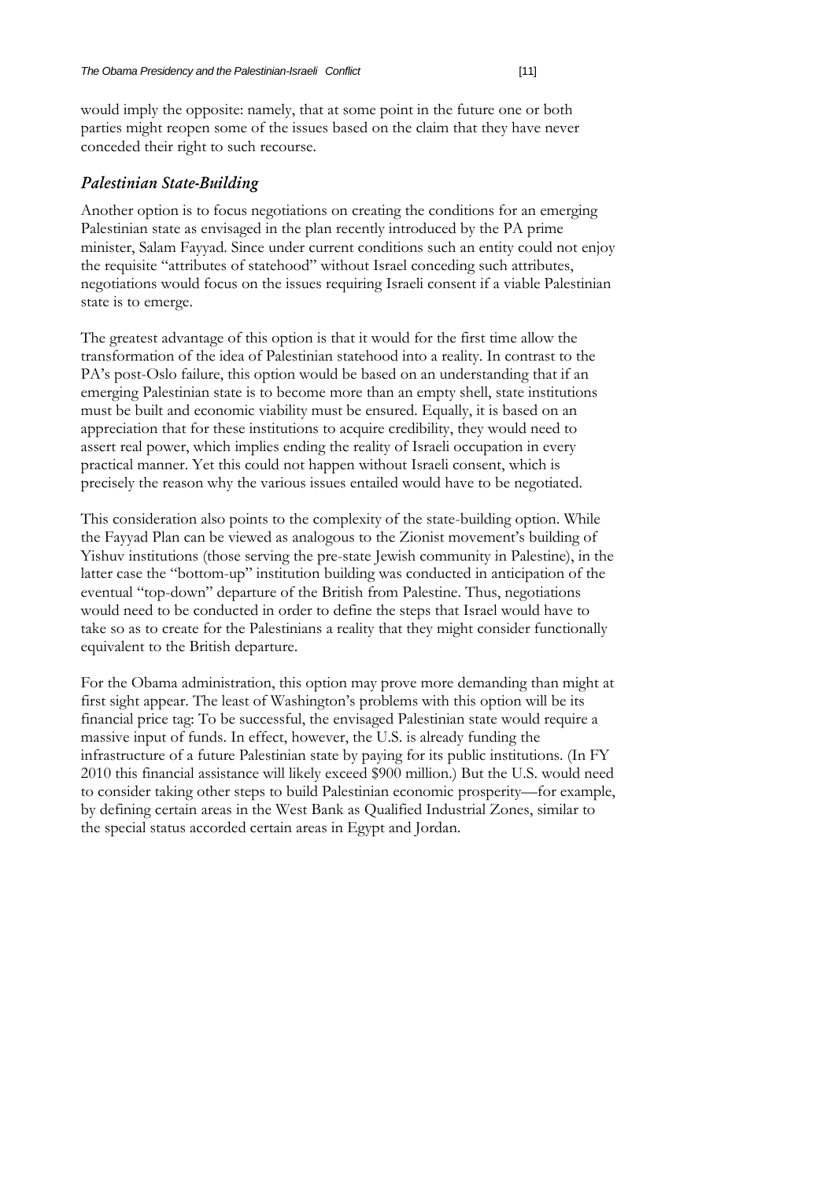would imply the opposite: namely, that at some point in the future one or both parties might reopen some of the issues based on the claim that they have never conceded their right to such recourse.

### *Palestinian State-Building*

Another option is to focus negotiations on creating the conditions for an emerging Palestinian state as envisaged in the plan recently introduced by the PA prime minister, Salam Fayyad. Since under current conditions such an entity could not enjoy the requisite "attributes of statehood" without Israel conceding such attributes, negotiations would focus on the issues requiring Israeli consent if a viable Palestinian state is to emerge.

The greatest advantage of this option is that it would for the first time allow the transformation of the idea of Palestinian statehood into a reality. In contrast to the PA's post-Oslo failure, this option would be based on an understanding that if an emerging Palestinian state is to become more than an empty shell, state institutions must be built and economic viability must be ensured. Equally, it is based on an appreciation that for these institutions to acquire credibility, they would need to assert real power, which implies ending the reality of Israeli occupation in every practical manner. Yet this could not happen without Israeli consent, which is precisely the reason why the various issues entailed would have to be negotiated.

This consideration also points to the complexity of the state-building option. While the Fayyad Plan can be viewed as analogous to the Zionist movement's building of Yishuv institutions (those serving the pre-state Jewish community in Palestine), in the latter case the "bottom-up" institution building was conducted in anticipation of the eventual "top-down" departure of the British from Palestine. Thus, negotiations would need to be conducted in order to define the steps that Israel would have to take so as to create for the Palestinians a reality that they might consider functionally equivalent to the British departure.

For the Obama administration, this option may prove more demanding than might at first sight appear. The least of Washington's problems with this option will be its financial price tag: To be successful, the envisaged Palestinian state would require a massive input of funds. In effect, however, the U.S. is already funding the infrastructure of a future Palestinian state by paying for its public institutions. (In FY 2010 this financial assistance will likely exceed $900 million.) But the U.S. would need to consider taking other steps to build Palestinian economic prosperity—for example, by defining certain areas in the West Bank as Qualified Industrial Zones, similar to the special status accorded certain areas in Egypt and Jordan.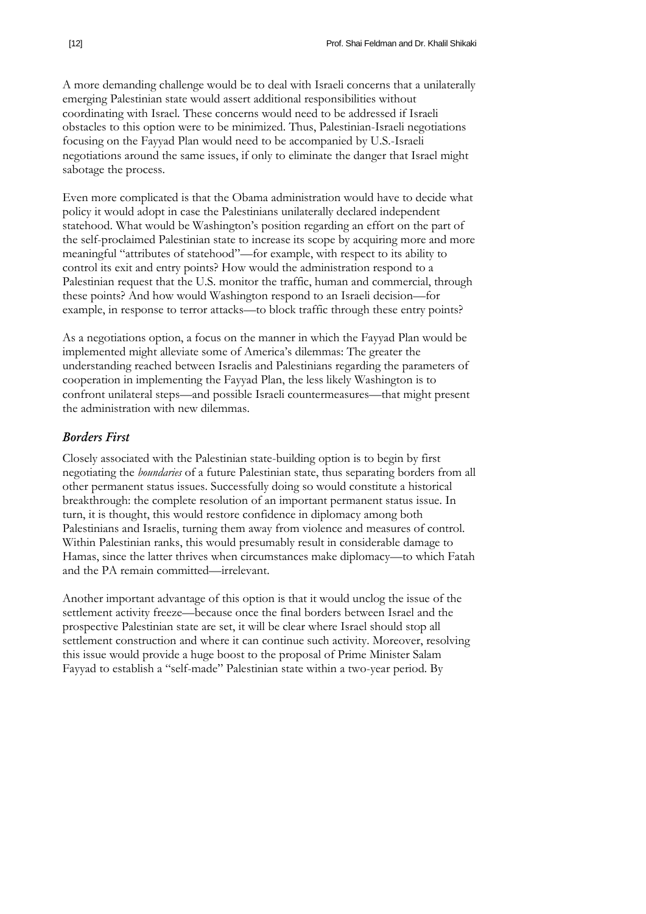A more demanding challenge would be to deal with Israeli concerns that a unilaterally emerging Palestinian state would assert additional responsibilities without coordinating with Israel. These concerns would need to be addressed if Israeli obstacles to this option were to be minimized. Thus, Palestinian-Israeli negotiations focusing on the Fayyad Plan would need to be accompanied by U.S.-Israeli negotiations around the same issues, if only to eliminate the danger that Israel might sabotage the process.

Even more complicated is that the Obama administration would have to decide what policy it would adopt in case the Palestinians unilaterally declared independent statehood. What would be Washington's position regarding an effort on the part of the self-proclaimed Palestinian state to increase its scope by acquiring more and more meaningful "attributes of statehood"—for example, with respect to its ability to control its exit and entry points? How would the administration respond to a Palestinian request that the U.S. monitor the traffic, human and commercial, through these points? And how would Washington respond to an Israeli decision—for example, in response to terror attacks—to block traffic through these entry points?

As a negotiations option, a focus on the manner in which the Fayyad Plan would be implemented might alleviate some of America's dilemmas: The greater the understanding reached between Israelis and Palestinians regarding the parameters of cooperation in implementing the Fayyad Plan, the less likely Washington is to confront unilateral steps—and possible Israeli countermeasures—that might present the administration with new dilemmas.

### *Borders First*

Closely associated with the Palestinian state-building option is to begin by first negotiating the *boundaries* of a future Palestinian state, thus separating borders from all other permanent status issues. Successfully doing so would constitute a historical breakthrough: the complete resolution of an important permanent status issue. In turn, it is thought, this would restore confidence in diplomacy among both Palestinians and Israelis, turning them away from violence and measures of control. Within Palestinian ranks, this would presumably result in considerable damage to Hamas, since the latter thrives when circumstances make diplomacy—to which Fatah and the PA remain committed—irrelevant.

Another important advantage of this option is that it would unclog the issue of the settlement activity freeze—because once the final borders between Israel and the prospective Palestinian state are set, it will be clear where Israel should stop all settlement construction and where it can continue such activity. Moreover, resolving this issue would provide a huge boost to the proposal of Prime Minister Salam Fayyad to establish a "self-made" Palestinian state within a two-year period. By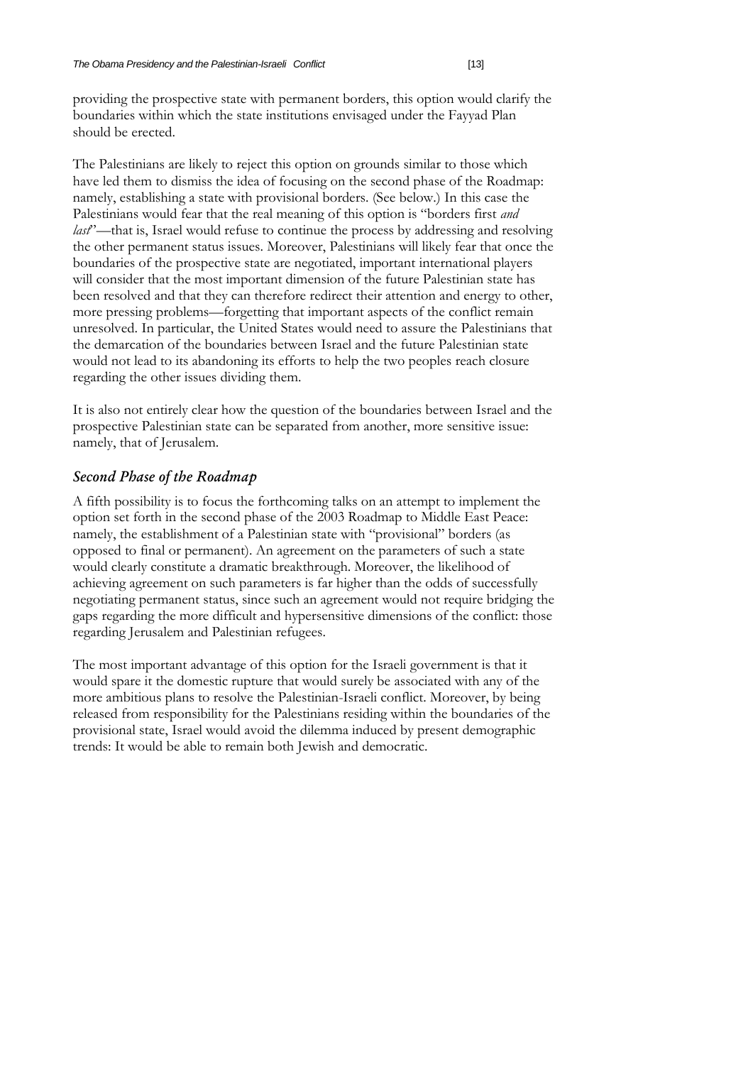providing the prospective state with permanent borders, this option would clarify the boundaries within which the state institutions envisaged under the Fayyad Plan should be erected.

The Palestinians are likely to reject this option on grounds similar to those which have led them to dismiss the idea of focusing on the second phase of the Roadmap: namely, establishing a state with provisional borders. (See below.) In this case the Palestinians would fear that the real meaning of this option is "borders first *and last*"—that is, Israel would refuse to continue the process by addressing and resolving the other permanent status issues. Moreover, Palestinians will likely fear that once the boundaries of the prospective state are negotiated, important international players will consider that the most important dimension of the future Palestinian state has been resolved and that they can therefore redirect their attention and energy to other, more pressing problems—forgetting that important aspects of the conflict remain unresolved. In particular, the United States would need to assure the Palestinians that the demarcation of the boundaries between Israel and the future Palestinian state would not lead to its abandoning its efforts to help the two peoples reach closure regarding the other issues dividing them.

It is also not entirely clear how the question of the boundaries between Israel and the prospective Palestinian state can be separated from another, more sensitive issue: namely, that of Jerusalem.

### *Second Phase of the Roadmap*

A fifth possibility is to focus the forthcoming talks on an attempt to implement the option set forth in the second phase of the 2003 Roadmap to Middle East Peace: namely, the establishment of a Palestinian state with "provisional" borders (as opposed to final or permanent). An agreement on the parameters of such a state would clearly constitute a dramatic breakthrough. Moreover, the likelihood of achieving agreement on such parameters is far higher than the odds of successfully negotiating permanent status, since such an agreement would not require bridging the gaps regarding the more difficult and hypersensitive dimensions of the conflict: those regarding Jerusalem and Palestinian refugees.

The most important advantage of this option for the Israeli government is that it would spare it the domestic rupture that would surely be associated with any of the more ambitious plans to resolve the Palestinian-Israeli conflict. Moreover, by being released from responsibility for the Palestinians residing within the boundaries of the provisional state, Israel would avoid the dilemma induced by present demographic trends: It would be able to remain both Jewish and democratic.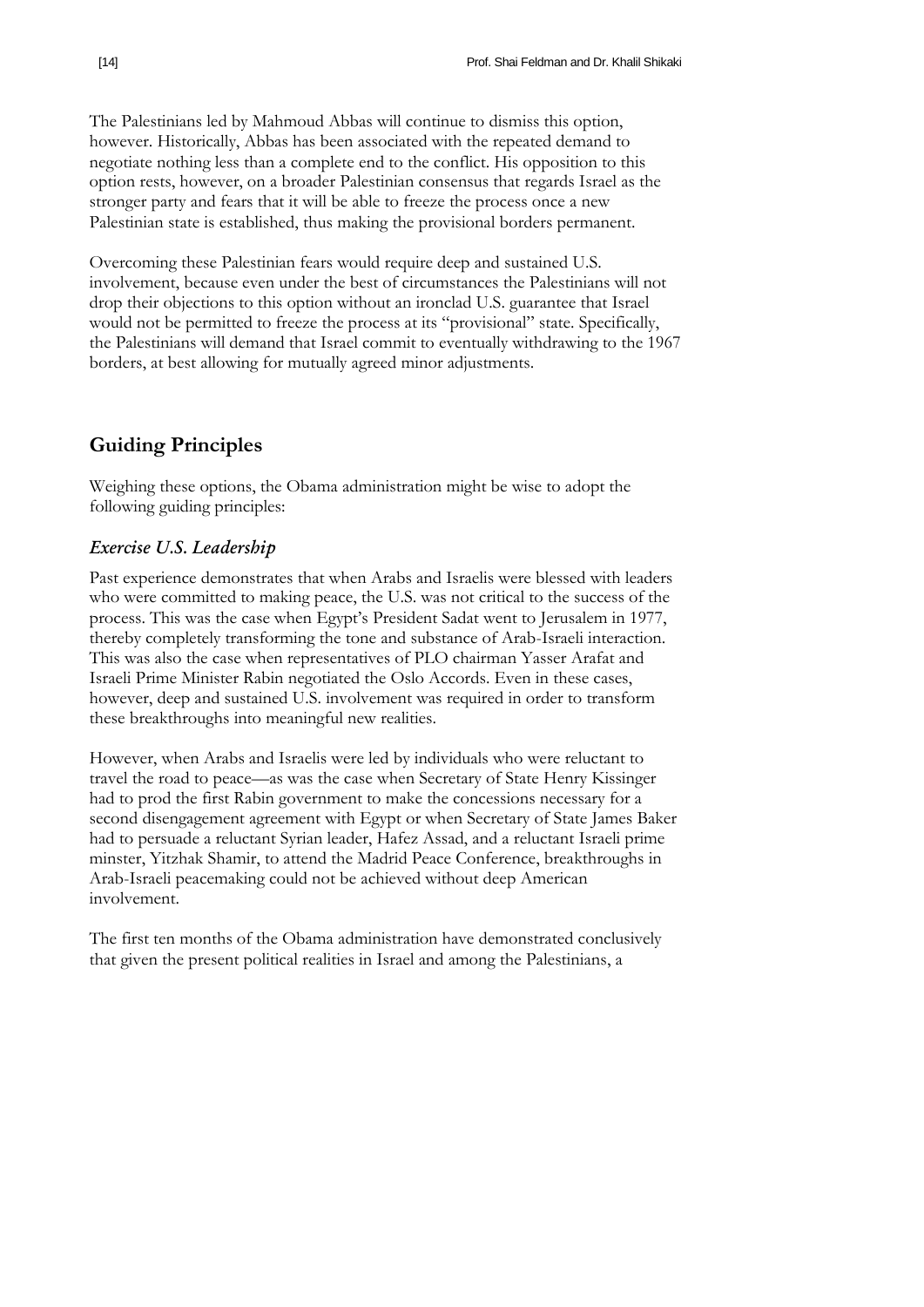The Palestinians led by Mahmoud Abbas will continue to dismiss this option, however. Historically, Abbas has been associated with the repeated demand to negotiate nothing less than a complete end to the conflict. His opposition to this option rests, however, on a broader Palestinian consensus that regards Israel as the stronger party and fears that it will be able to freeze the process once a new Palestinian state is established, thus making the provisional borders permanent.

Overcoming these Palestinian fears would require deep and sustained U.S. involvement, because even under the best of circumstances the Palestinians will not drop their objections to this option without an ironclad U.S. guarantee that Israel would not be permitted to freeze the process at its "provisional" state. Specifically, the Palestinians will demand that Israel commit to eventually withdrawing to the 1967 borders, at best allowing for mutually agreed minor adjustments.

## Guiding Principles

Weighing these options, the Obama administration might be wise to adopt the following guiding principles:

### *Exercise U.S. Leadership*

Past experience demonstrates that when Arabs and Israelis were blessed with leaders who were committed to making peace, the U.S. was not critical to the success of the process. This was the case when Egypt's President Sadat went to Jerusalem in 1977, thereby completely transforming the tone and substance of Arab-Israeli interaction. This was also the case when representatives of PLO chairman Yasser Arafat and Israeli Prime Minister Rabin negotiated the Oslo Accords. Even in these cases, however, deep and sustained U.S. involvement was required in order to transform these breakthroughs into meaningful new realities.

However, when Arabs and Israelis were led by individuals who were reluctant to travel the road to peace—as was the case when Secretary of State Henry Kissinger had to prod the first Rabin government to make the concessions necessary for a second disengagement agreement with Egypt or when Secretary of State James Baker had to persuade a reluctant Syrian leader, Hafez Assad, and a reluctant Israeli prime minster, Yitzhak Shamir, to attend the Madrid Peace Conference, breakthroughs in Arab-Israeli peacemaking could not be achieved without deep American involvement.

The first ten months of the Obama administration have demonstrated conclusively that given the present political realities in Israel and among the Palestinians, a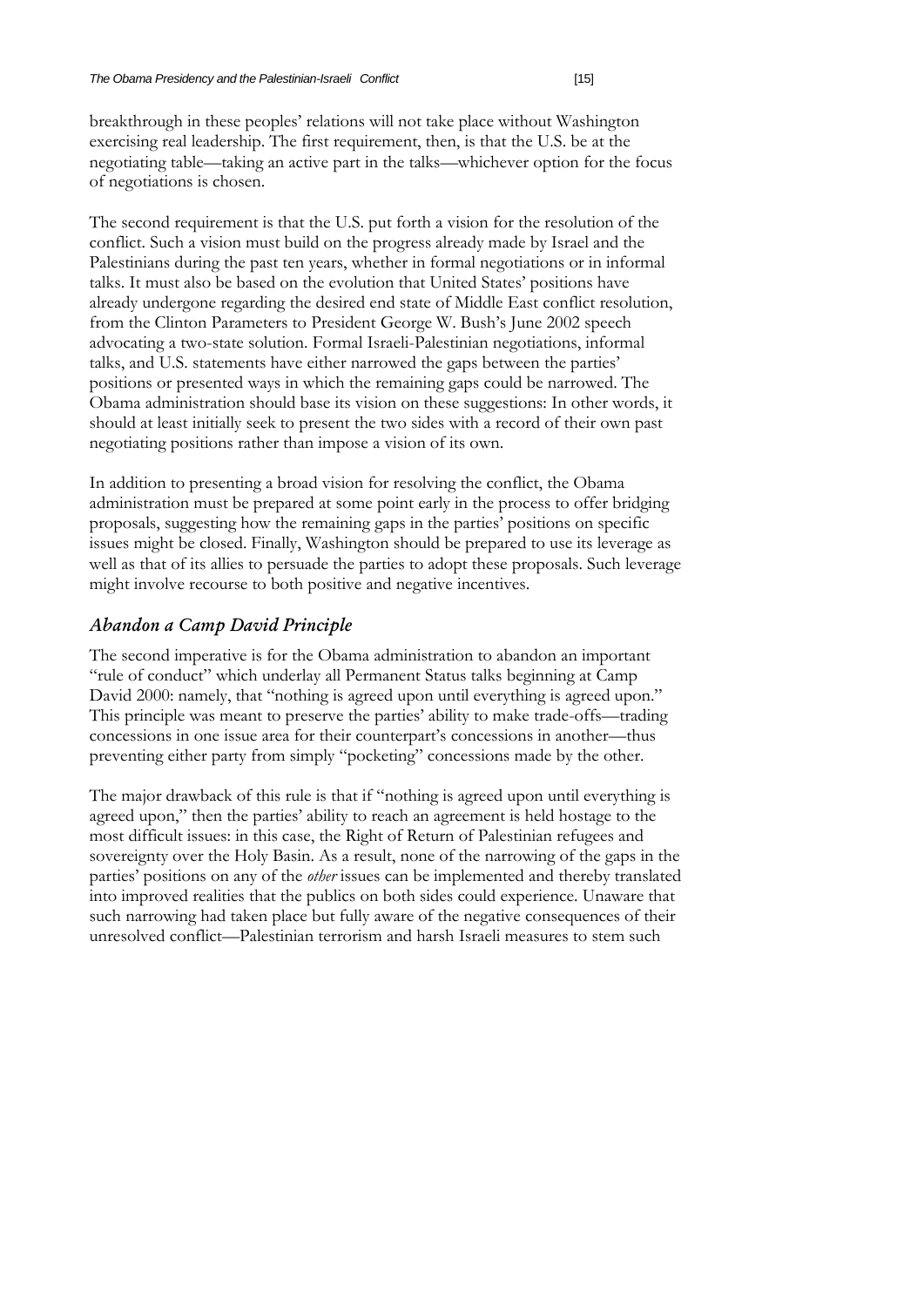breakthrough in these peoples' relations will not take place without Washington exercising real leadership. The first requirement, then, is that the U.S. be at the negotiating table—taking an active part in the talks—whichever option for the focus of negotiations is chosen.

The second requirement is that the U.S. put forth a vision for the resolution of the conflict. Such a vision must build on the progress already made by Israel and the Palestinians during the past ten years, whether in formal negotiations or in informal talks. It must also be based on the evolution that United States' positions have already undergone regarding the desired end state of Middle East conflict resolution, from the Clinton Parameters to President George W. Bush's June 2002 speech advocating a two-state solution. Formal Israeli-Palestinian negotiations, informal talks, and U.S. statements have either narrowed the gaps between the parties' positions or presented ways in which the remaining gaps could be narrowed. The Obama administration should base its vision on these suggestions: In other words, it should at least initially seek to present the two sides with a record of their own past negotiating positions rather than impose a vision of its own.

In addition to presenting a broad vision for resolving the conflict, the Obama administration must be prepared at some point early in the process to offer bridging proposals, suggesting how the remaining gaps in the parties' positions on specific issues might be closed. Finally, Washington should be prepared to use its leverage as well as that of its allies to persuade the parties to adopt these proposals. Such leverage might involve recourse to both positive and negative incentives.

## *Abandon a Camp David Principle*

The second imperative is for the Obama administration to abandon an important "rule of conduct" which underlay all Permanent Status talks beginning at Camp David 2000: namely, that "nothing is agreed upon until everything is agreed upon." This principle was meant to preserve the parties' ability to make trade-offs—trading concessions in one issue area for their counterpart's concessions in another—thus preventing either party from simply "pocketing" concessions made by the other.

The major drawback of this rule is that if "nothing is agreed upon until everything is agreed upon," then the parties' ability to reach an agreement is held hostage to the most difficult issues: in this case, the Right of Return of Palestinian refugees and sovereignty over the Holy Basin. As a result, none of the narrowing of the gaps in the parties' positions on any of the *other* issues can be implemented and thereby translated into improved realities that the publics on both sides could experience. Unaware that such narrowing had taken place but fully aware of the negative consequences of their unresolved conflict—Palestinian terrorism and harsh Israeli measures to stem such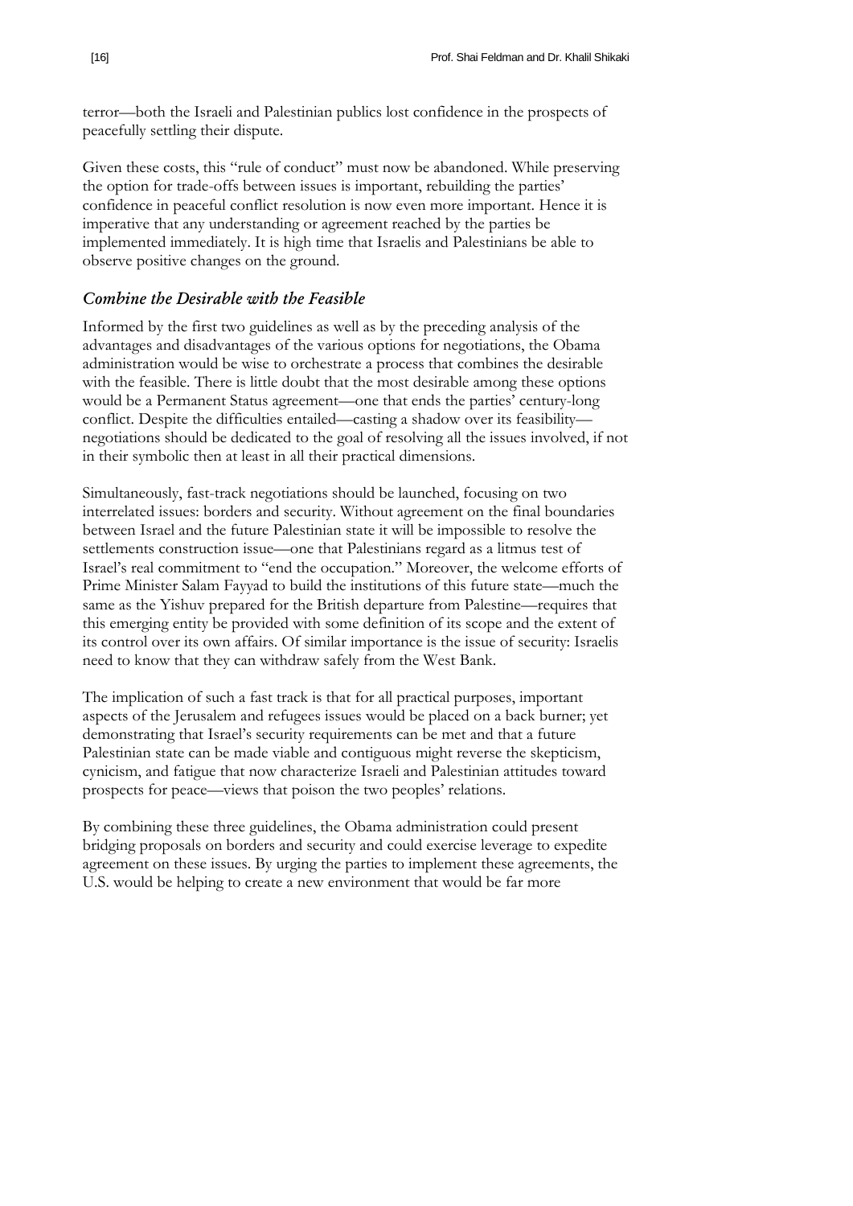terror—both the Israeli and Palestinian publics lost confidence in the prospects of peacefully settling their dispute.

Given these costs, this "rule of conduct" must now be abandoned. While preserving the option for trade-offs between issues is important, rebuilding the parties' confidence in peaceful conflict resolution is now even more important. Hence it is imperative that any understanding or agreement reached by the parties be implemented immediately. It is high time that Israelis and Palestinians be able to observe positive changes on the ground.

### *Combine the Desirable with the Feasible*

Informed by the first two guidelines as well as by the preceding analysis of the advantages and disadvantages of the various options for negotiations, the Obama administration would be wise to orchestrate a process that combines the desirable with the feasible. There is little doubt that the most desirable among these options would be a Permanent Status agreement—one that ends the parties' century-long conflict. Despite the difficulties entailed—casting a shadow over its feasibility—negotiations should be dedicated to the goal of resolving all the issues involved, if not in their symbolic then at least in all their practical dimensions.

Simultaneously, fast-track negotiations should be launched, focusing on two interrelated issues: borders and security. Without agreement on the final boundaries between Israel and the future Palestinian state it will be impossible to resolve the settlements construction issue—one that Palestinians regard as a litmus test of Israel's real commitment to "end the occupation." Moreover, the welcome efforts of Prime Minister Salam Fayyad to build the institutions of this future state—much the same as the Yishuv prepared for the British departure from Palestine—requires that this emerging entity be provided with some definition of its scope and the extent of its control over its own affairs. Of similar importance is the issue of security: Israelis need to know that they can withdraw safely from the West Bank.

The implication of such a fast track is that for all practical purposes, important aspects of the Jerusalem and refugees issues would be placed on a back burner; yet demonstrating that Israel's security requirements can be met and that a future Palestinian state can be made viable and contiguous might reverse the skepticism, cynicism, and fatigue that now characterize Israeli and Palestinian attitudes toward prospects for peace—views that poison the two peoples' relations.

By combining these three guidelines, the Obama administration could present bridging proposals on borders and security and could exercise leverage to expedite agreement on these issues. By urging the parties to implement these agreements, the U.S. would be helping to create a new environment that would be far more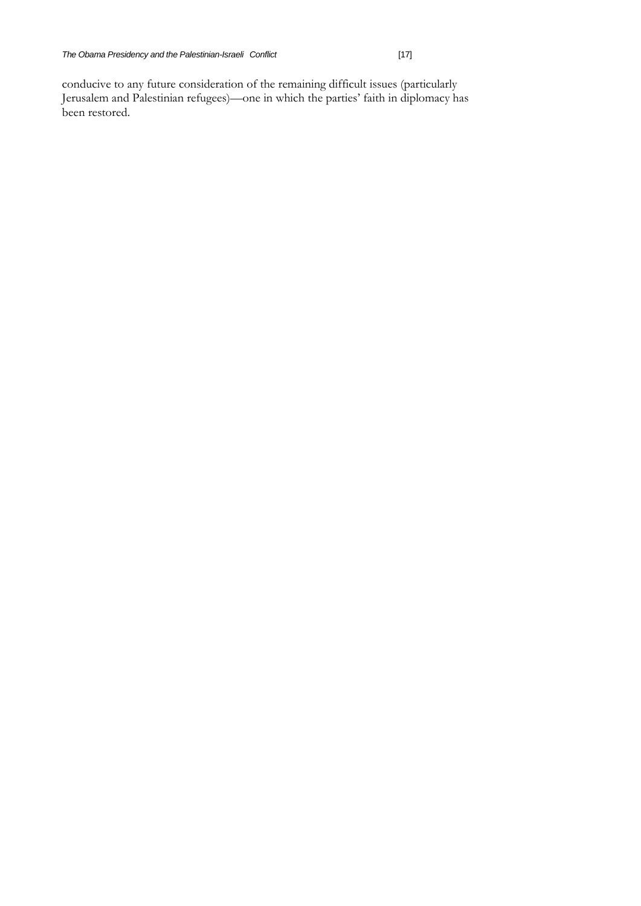conducive to any future consideration of the remaining difficult issues (particularly Jerusalem and Palestinian refugees)—one in which the parties' faith in diplomacy has been restored.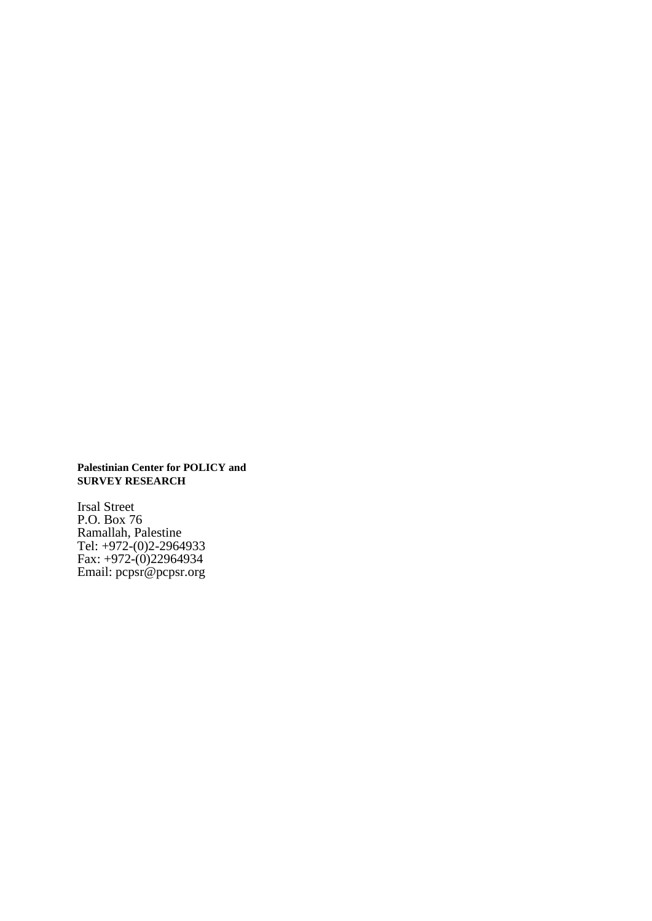**Palestinian Center for POLICY and SURVEY RESEARCH**

Irsal Street
P.O. Box 76
Ramallah, Palestine
Tel: +972-(0)2-2964933
Fax: +972-(0)22964934
Email: pcpsr@pcpsr.org